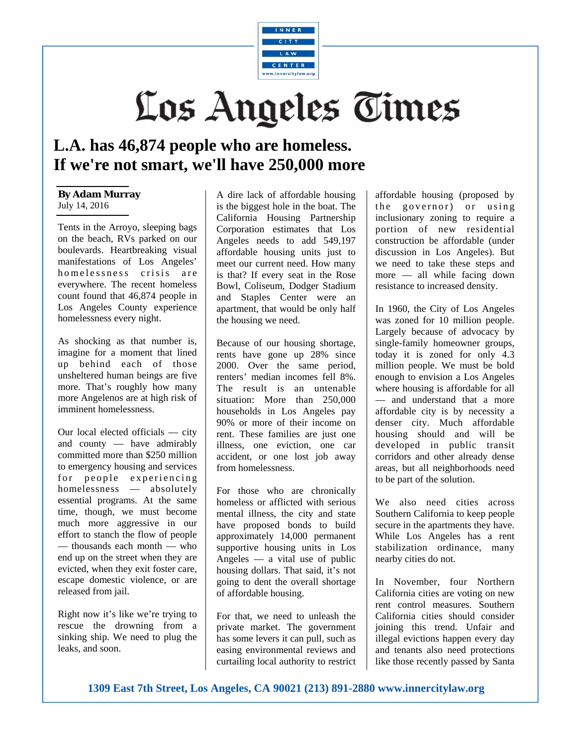INNER CITY LAW CENTER
www.innercitylaw.org

# Los Angeles Times

## L.A. has 46,874 people who are homeless. If we're not smart, we'll have 250,000 more

**By Adam Murray**
July 14, 2016

Tents in the Arroyo, sleeping bags on the beach, RVs parked on our boulevards. Heartbreaking visual manifestations of Los Angeles' homelessness crisis are everywhere. The recent homeless count found that 46,874 people in Los Angeles County experience homelessness every night.

As shocking as that number is, imagine for a moment that lined up behind each of those unsheltered human beings are five more. That's roughly how many more Angelenos are at high risk of imminent homelessness.

Our local elected officials — city and county — have admirably committed more than $250 million to emergency housing and services for people experiencing homelessness — absolutely essential programs. At the same time, though, we must become much more aggressive in our effort to stanch the flow of people — thousands each month — who end up on the street when they are evicted, when they exit foster care, escape domestic violence, or are released from jail.

Right now it's like we're trying to rescue the drowning from a sinking ship. We need to plug the leaks, and soon.

A dire lack of affordable housing is the biggest hole in the boat. The California Housing Partnership Corporation estimates that Los Angeles needs to add 549,197 affordable housing units just to meet our current need. How many is that? If every seat in the Rose Bowl, Coliseum, Dodger Stadium and Staples Center were an apartment, that would be only half the housing we need.

Because of our housing shortage, rents have gone up 28% since 2000. Over the same period, renters' median incomes fell 8%. The result is an untenable situation: More than 250,000 households in Los Angeles pay 90% or more of their income on rent. These families are just one illness, one eviction, one car accident, or one lost job away from homelessness.

For those who are chronically homeless or afflicted with serious mental illness, the city and state have proposed bonds to build approximately 14,000 permanent supportive housing units in Los Angeles — a vital use of public housing dollars. That said, it's not going to dent the overall shortage of affordable housing.

For that, we need to unleash the private market. The government has some levers it can pull, such as easing environmental reviews and curtailing local authority to restrict affordable housing (proposed by the governor) or using inclusionary zoning to require a portion of new residential construction be affordable (under discussion in Los Angeles). But we need to take these steps and more — all while facing down resistance to increased density.

In 1960, the City of Los Angeles was zoned for 10 million people. Largely because of advocacy by single-family homeowner groups, today it is zoned for only 4.3 million people. We must be bold enough to envision a Los Angeles where housing is affordable for all — and understand that a more affordable city is by necessity a denser city. Much affordable housing should and will be developed in public transit corridors and other already dense areas, but all neighborhoods need to be part of the solution.

We also need cities across Southern California to keep people secure in the apartments they have. While Los Angeles has a rent stabilization ordinance, many nearby cities do not.

In November, four Northern California cities are voting on new rent control measures. Southern California cities should consider joining this trend. Unfair and illegal evictions happen every day and tenants also need protections like those recently passed by Santa

**1309 East 7th Street, Los Angeles, CA 90021 (213) 891-2880 www.innercitylaw.org**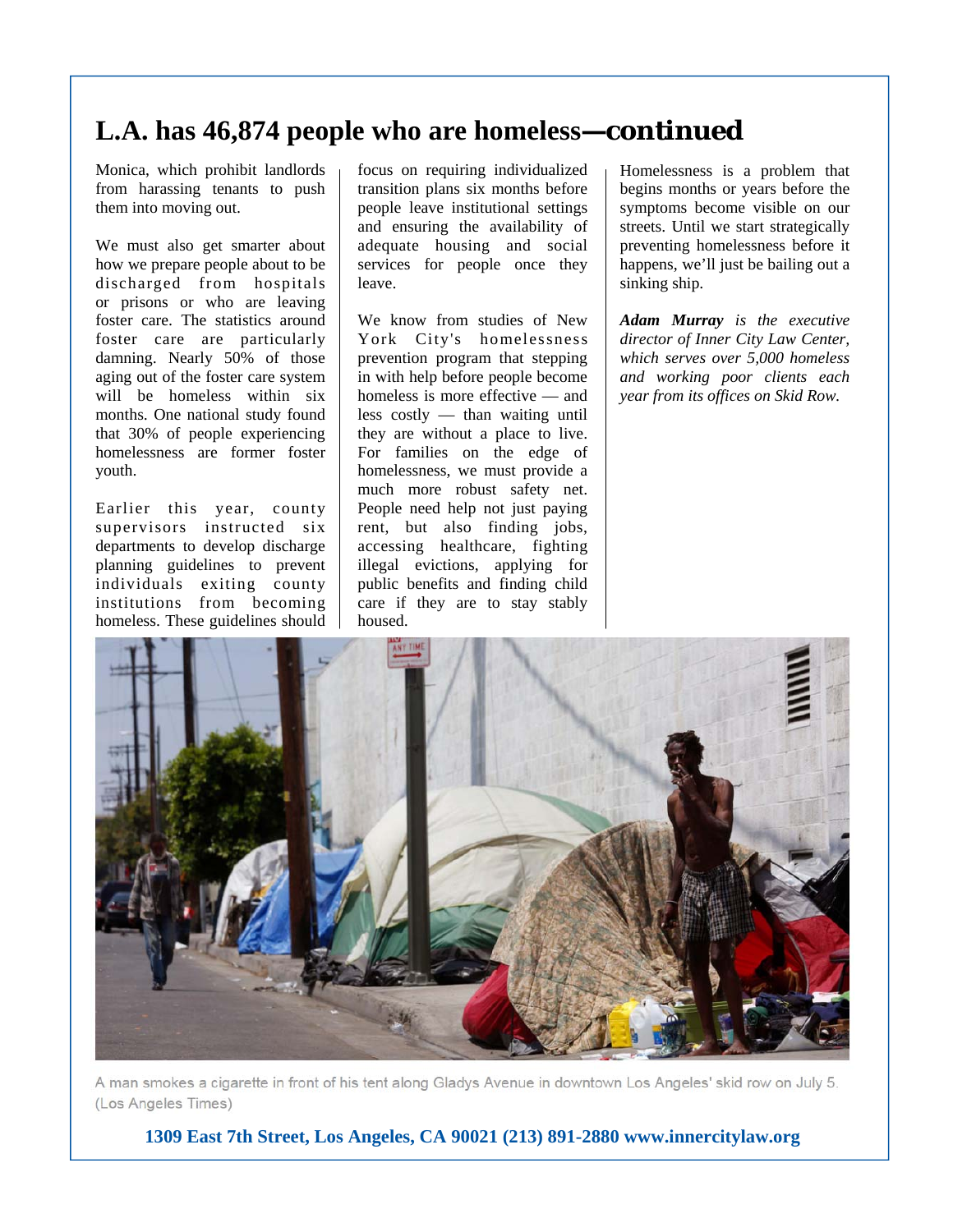# L.A. has 46,874 people who are homeless—continued

Monica, which prohibit landlords from harassing tenants to push them into moving out.

We must also get smarter about how we prepare people about to be discharged from hospitals or prisons or who are leaving foster care. The statistics around foster care are particularly damning. Nearly 50% of those aging out of the foster care system will be homeless within six months. One national study found that 30% of people experiencing homelessness are former foster youth.

Earlier this year, county supervisors instructed six departments to develop discharge planning guidelines to prevent individuals exiting county institutions from becoming homeless. These guidelines should focus on requiring individualized transition plans six months before people leave institutional settings and ensuring the availability of adequate housing and social services for people once they leave.

We know from studies of New York City's homelessness prevention program that stepping in with help before people become homeless is more effective — and less costly — than waiting until they are without a place to live. For families on the edge of homelessness, we must provide a much more robust safety net. People need help not just paying rent, but also finding jobs, accessing healthcare, fighting illegal evictions, applying for public benefits and finding child care if they are to stay stably housed.

Homelessness is a problem that begins months or years before the symptoms become visible on our streets. Until we start strategically preventing homelessness before it happens, we'll just be bailing out a sinking ship.

***Adam Murray*** *is the executive director of Inner City Law Center, which serves over 5,000 homeless and working poor clients each year from its offices on Skid Row.*

A man smokes a cigarette in front of his tent along Gladys Avenue in downtown Los Angeles' skid row on July 5. (Los Angeles Times)

**1309 East 7th Street, Los Angeles, CA 90021 (213) 891-2880 www.innercitylaw.org**